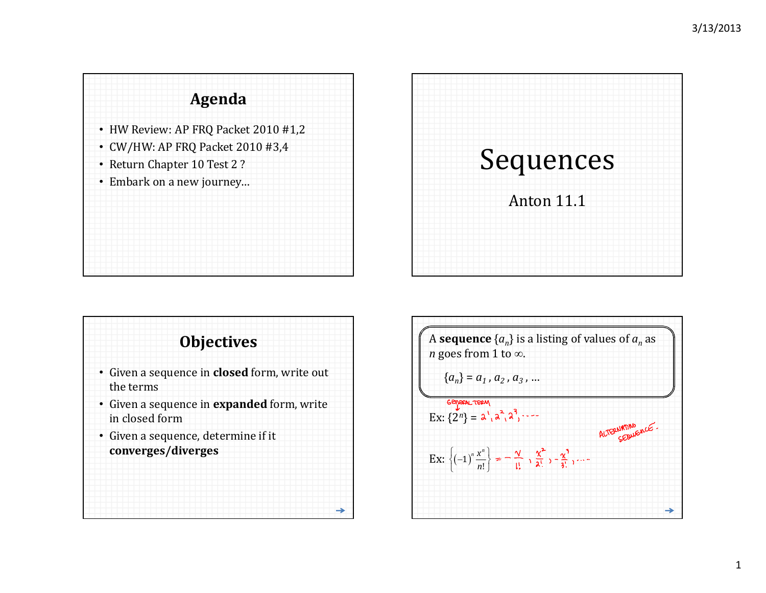## Agenda

- HW Review: AP FRQ Packet 2010 #1,2
- CW/HW: AP FRQ Packet 2010 #3,4
- Return Chapter 10 Test 2 ?
- Embark on a new journey…

# Sequences

Anton 11.1

## Objectives

- Given a sequence in **closed** form, write out the terms
- Given a sequence in **expanded** form, write in closed form
- Given a sequence, determine if it **converges/diverges**

A **sequence** $\{a_n\}$ is a listing of values of $a_n$ as $n$ goes from 1 to $\infty$.

$\{a_n\} = a_1, a_2, a_3, \ldots$

GENERAL TERM

Ex: $\{2^n\} = 2^1, 2^2, 2^3, \ldots$

ALTERNATING SEQUENCE.

Ex: $\left\{(-1)^n \frac{x^n}{n!}\right\} = -\frac{x}{1!}, \frac{x^2}{2!}, -\frac{x^3}{3!}, \ldots$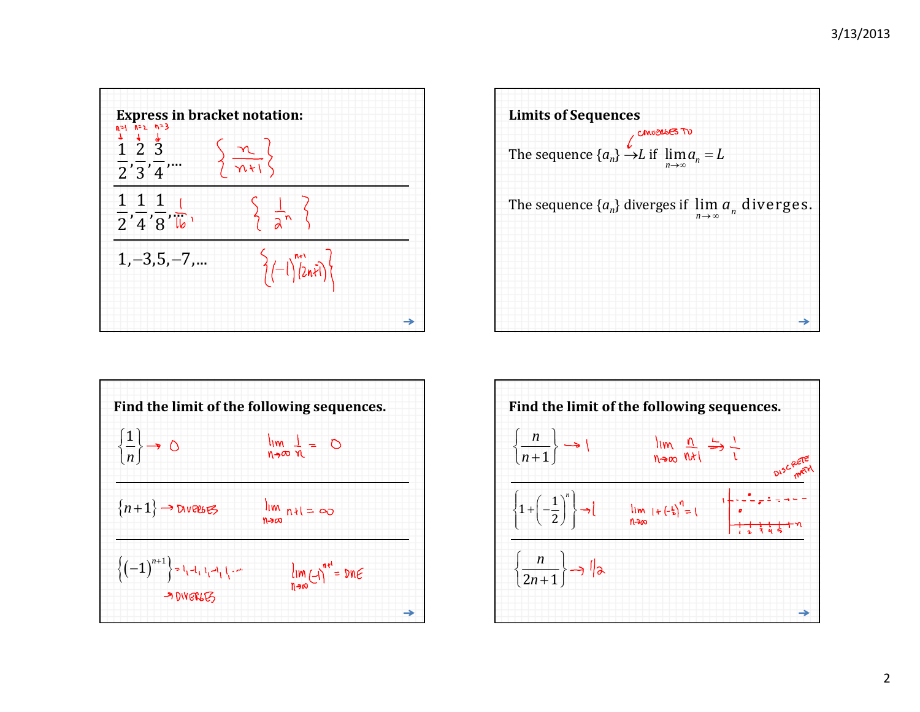## Express in bracket notation:

$\frac{1}{2}, \frac{2}{3}, \frac{3}{4}, \ldots$ (n=1, n=2, n=3) $\left\{ \frac{n}{n+1} \right\}$

$\frac{1}{2}, \frac{1}{4}, \frac{1}{8}, \frac{1}{16}, \ldots$ $\left\{ \frac{1}{2^n} \right\}$

$1, -3, 5, -7, \ldots$ $\left\{ (-1)^{n+1}(2n-1) \right\}$

## Limits of Sequences

The sequence $\{a_n\} \to L$ (CONVERGES TO) if $\lim_{n\to\infty} a_n = L$

The sequence $\{a_n\}$ diverges if $\lim_{n\to\infty} a_n$ diverges.

## Find the limit of the following sequences.

$\left\{ \frac{1}{n} \right\} \to 0$ $\lim_{n\to\infty} \frac{1}{n} = 0$

$\{n+1\} \to$ DIVERGES $\lim_{n\to\infty} n+1 = \infty$

$\left\{ (-1)^{n+1} \right\} = 1, -1, 1, -1, 1, \ldots$ $\lim_{n\to\infty} (-1)^{n+1} = \text{DNE}$

→ DIVERGES

## Find the limit of the following sequences.

$\left\{ \frac{n}{n+1} \right\} \to 1$ $\lim_{n\to\infty} \frac{n}{n+1} \overset{L}{\Rightarrow} \frac{1}{1}$ DISCRETE MATH

$\left\{ 1 + \left( -\frac{1}{2} \right)^n \right\} \to 1$ $\lim_{n\to\infty} 1 + \left(-\frac{1}{2}\right)^n = 1$

$\left\{ \frac{n}{2n+1} \right\} \to 1/2$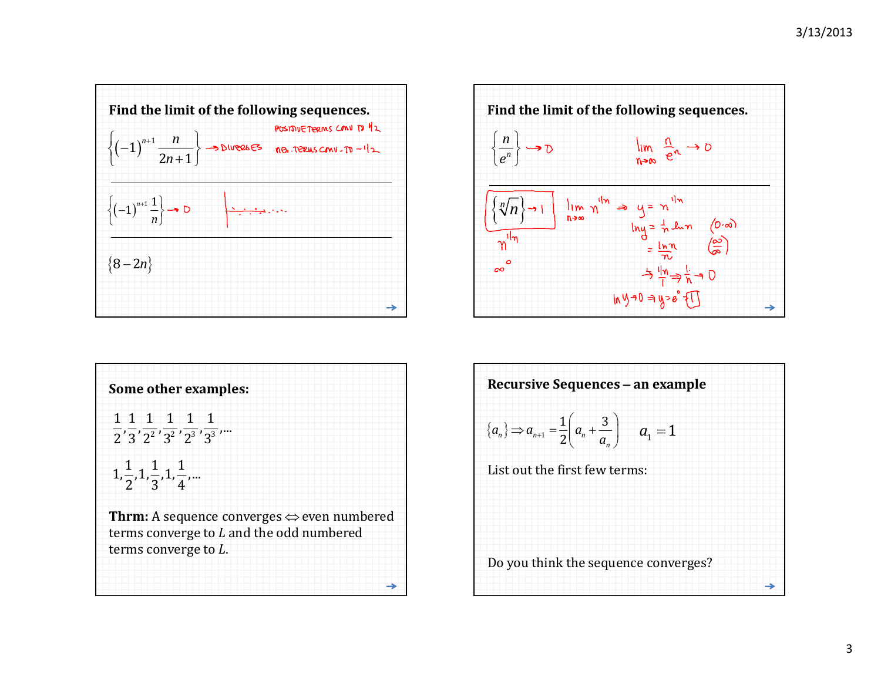## Find the limit of the following sequences.

$\left\{(-1)^{n+1}\dfrac{n}{2n+1}\right\}$ → DIVERGES

POSITIVE TERMS CONV TO 1/2

NEG. TERMS CONV. TO −1/2

---

$\left\{(-1)^{n+1}\dfrac{1}{n}\right\} \to 0$

---

$\{8-2n\}$

## Find the limit of the following sequences.

$\left\{\dfrac{n}{e^n}\right\} \to 0$

$\lim_{n\to\infty} \dfrac{n}{e^n} \to 0$

---

$\left\{\sqrt[n]{n}\right\} \to 1$

$n^{1/n}$

$\infty^0$

$\lim_{n\to\infty} n^{1/n} \Rightarrow y = n^{1/n}$

$\ln y = \frac{1}{n}\ln n \quad (0\cdot\infty)$

$= \frac{\ln n}{n} \quad \left(\frac{\infty}{\infty}\right)$

$\to \frac{1/n}{1} \Rightarrow \frac{1}{n} \to 0$

$\ln y \to 0 \Rightarrow y \to e^0 = \boxed{1}$

## Some other examples:

$\dfrac{1}{2}, \dfrac{1}{3}, \dfrac{1}{2^2}, \dfrac{1}{3^2}, \dfrac{1}{2^3}, \dfrac{1}{3^3}, \ldots$

$1, \dfrac{1}{2}, 1, \dfrac{1}{3}, 1, \dfrac{1}{4}, \ldots$

**Thrm:** A sequence converges $\Leftrightarrow$ even numbered terms converge to $L$ and the odd numbered terms converge to $L$.

## Recursive Sequences – an example

$\{a_n\} \Rightarrow a_{n+1} = \dfrac{1}{2}\left(a_n + \dfrac{3}{a_n}\right) \qquad a_1 = 1$

List out the first few terms:

Do you think the sequence converges?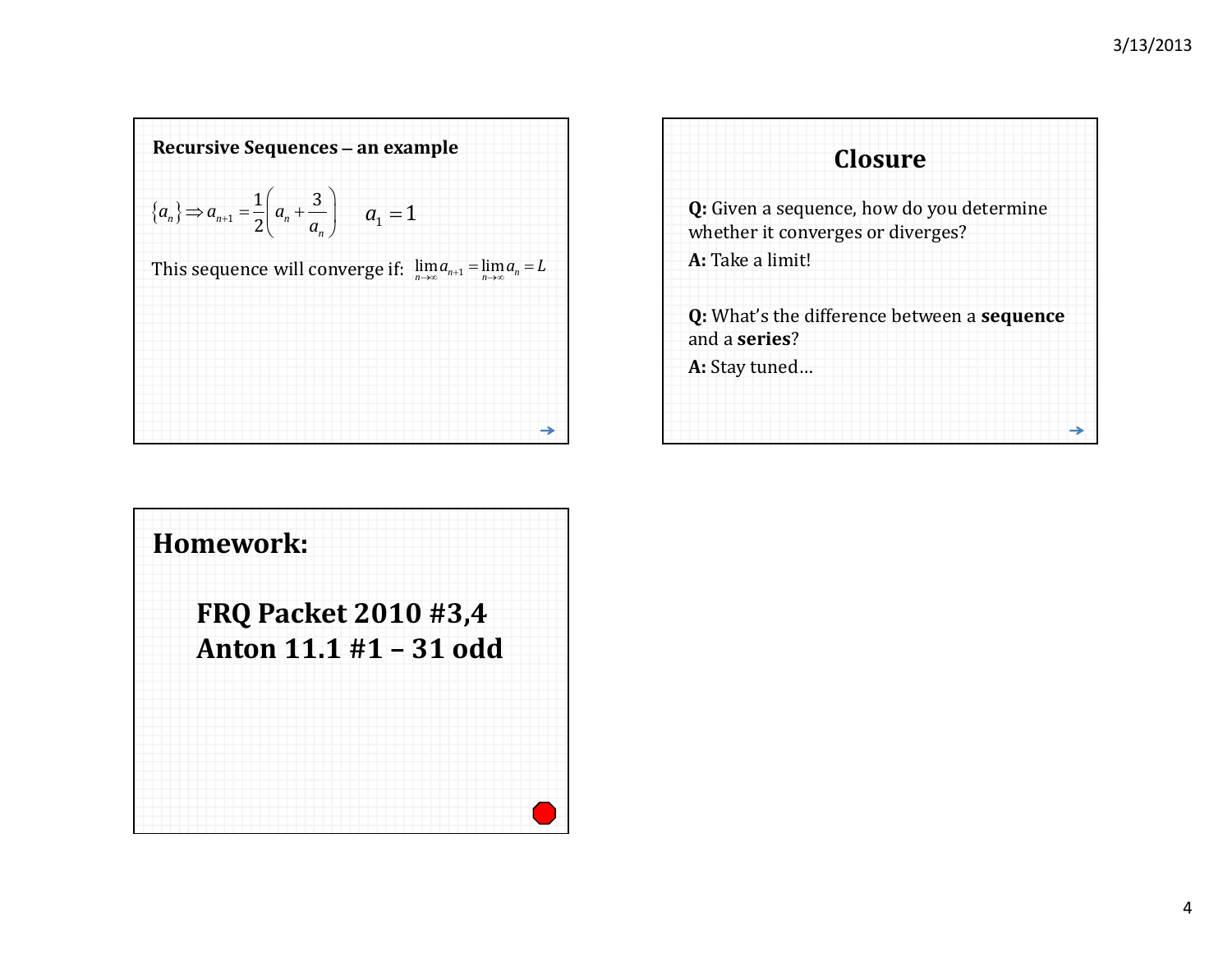**Recursive Sequences – an example**

$$\{a_n\} \Rightarrow a_{n+1} = \frac{1}{2}\left(a_n + \frac{3}{a_n}\right) \qquad a_1 = 1$$

This sequence will converge if: $\lim_{n\to\infty} a_{n+1} = \lim_{n\to\infty} a_n = L$

## Closure

**Q:** Given a sequence, how do you determine whether it converges or diverges?

**A:** Take a limit!

**Q:** What's the difference between a **sequence** and a **series**?

**A:** Stay tuned…

## Homework:

**FRQ Packet 2010 #3,4**
**Anton 11.1 #1 – 31 odd**